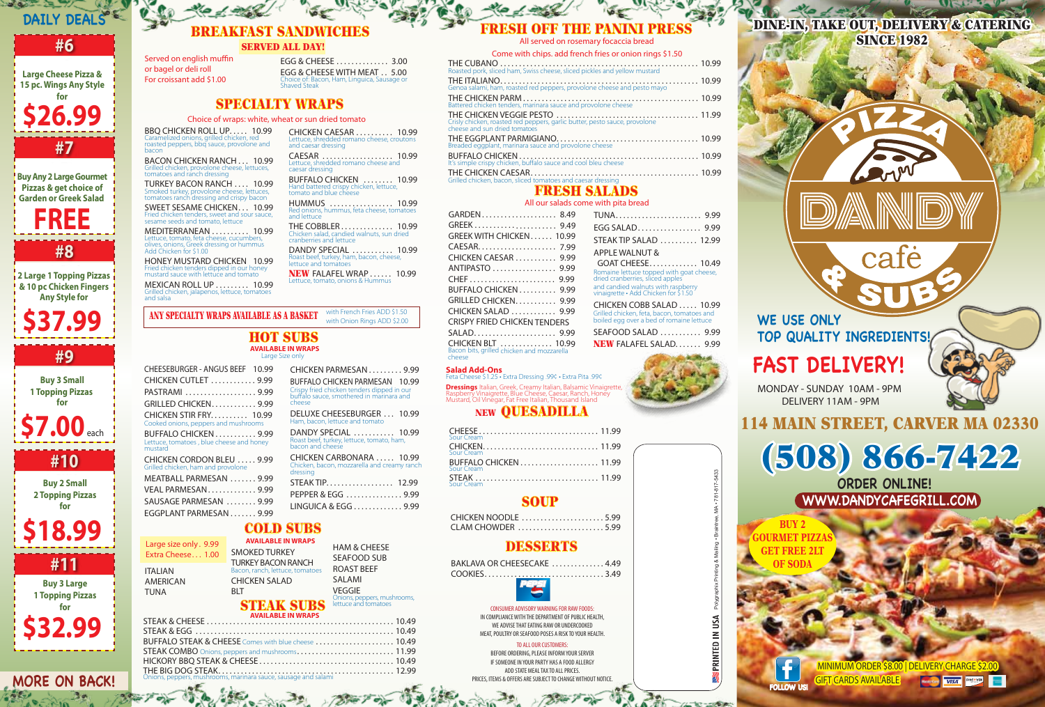# DAILY DEALS

## #6

**Large Cheese Pizza & 15 pc. Wings Any Style for**

**$26.99**

## #7

**Buy Any 2 Large Gourmet Pizzas & get choice of Garden or Greek Salad**

**FREE**

## #8

**2 Large 1 Topping Pizzas & 10 pc Chicken Fingers Any Style for**

**$37.99**

## #9

**Buy 3 Small 1 Topping Pizzas for**

**$7.00 each**

## #10

**Buy 2 Small 2 Topping Pizzas for**

**$18.99**

## #11

**Buy 3 Large 1 Topping Pizzas for**

**$32.99**

**MORE ON BACK!**

# BREAKFAST SANDWICHES

**SERVED ALL DAY!**

Served on english muffin or bagel or deli roll
For croissant add $1.00

- EGG & CHEESE .......... 3.00
- EGG & CHEESE WITH MEAT .. 5.00
  Choice of: Bacon, Ham, Linguica, Sausage or Shaved Steak

# SPECIALTY WRAPS

Choice of wraps: white, wheat or sun dried tomato

- BBQ CHICKEN ROLL UP..... 10.99
  Caramelized onions, grilled chicken, red roasted peppers, bbq sauce, provolone and bacon
- BACON CHICKEN RANCH... 10.99
  Grilled chicken, provolone cheese, lettuces, tomatoes and ranch dressing
- TURKEY BACON RANCH .... 10.99
  Smoked turkey, provolone cheese, lettuces, tomatoes ranch dressing and crispy bacon
- SWEET SESAME CHICKEN... 10.99
  Fried chicken tenders, sweet and sour sauce, sesame seeds and tomato, lettuce
- MEDITERRANEAN .......... 10.99
  Lettuce, tomato, feta cheese, cucumbers, olives, onions, Greek dressing or hummus. Add Chicken for $1.00
- HONEY MUSTARD CHICKEN 10.99
  Fried chicken tenders dipped in our honey mustard sauce with lettuce and tomato
- MEXICAN ROLL UP ......... 10.99
  Grilled chicken, jalapenos, lettuce, tomatoes and salsa
- CHICKEN CAESAR .......... 10.99
  Lettuce, shredded romano cheese, croutons and caesar dressing
- CAESAR .......... 10.99
  Lettuce, shredded romano cheese and caesar dressing
- BUFFALO CHICKEN ........ 10.99
  Hand battered crispy chicken, lettuce, tomato and blue cheese
- HUMMUS .......... 10.99
  Red onions, hummus, feta cheese, tomatoes and lettuce
- THE COBBLER.......... 10.99
  Chicken salad, candied walnuts, sun dried cranberries and lettuce
- DANDY SPECIAL .......... 10.99
  Roast beef, turkey, ham, bacon, cheese, lettuce and tomatoes
- **NEW** FALAFEL WRAP ...... 10.99
  Lettuce, tomato, onions & Hummus

**ANY SPECIALTY WRAPS AVAILABLE AS A BASKET** with French Fries ADD $1.50, with Onion Rings ADD $2.00

# HOT SUBS

**AVAILABLE IN WRAPS**
Large Size only

- CHEESEBURGER - ANGUS BEEF 10.99
- CHICKEN CUTLET .......... 9.99
- PASTRAMI .......... 9.99
- GRILLED CHICKEN.......... 9.99
- CHICKEN STIR FRY.......... 10.99
  Cooked onions, peppers and mushrooms
- BUFFALO CHICKEN .......... 9.99
  Lettuce, tomatoes , blue cheese and honey mustard
- CHICKEN CORDON BLEU ..... 9.99
  Grilled chicken, ham and provolone
- MEATBALL PARMESAN ....... 9.99
- VEAL PARMESAN.......... 9.99
- SAUSAGE PARMESAN ........ 9.99
- EGGPLANT PARMESAN....... 9.99
- CHICKEN PARMESAN......... 9.99
- BUFFALO CHICKEN PARMESAN 10.99
  Crispy fried chicken tenders dipped in our buffalo sauce, smothered in marinara and cheese
- DELUXE CHEESEBURGER ... 10.99
  Ham, bacon, lettuce and tomato
- DANDY SPECIAL .......... 10.99
  Roast beef, turkey, lettuce, tomato, ham, bacon and cheese
- CHICKEN CARBONARA ..... 10.99
  Chicken, bacon, mozzarella and creamy ranch dressing
- STEAK TIP.......... 12.99
- PEPPER & EGG .......... 9.99
- LINGUICA & EGG.......... 9.99

# COLD SUBS

**AVAILABLE IN WRAPS**

Large size only. 9.99
Extra Cheese... 1.00

- ITALIAN
- AMERICAN
- TUNA
- SMOKED TURKEY
- TURKEY BACON RANCH
  Bacon, ranch, lettuce, tomatoes
- CHICKEN SALAD
- BLT
- HAM & CHEESE
- SEAFOOD SUB
- ROAST BEEF
- SALAMI
- VEGGIE
  Onions, peppers, mushrooms, lettuce and tomatoes

# STEAK SUBS

**AVAILABLE IN WRAPS**

- STEAK & CHEESE .......... 10.49
- STEAK & EGG .......... 10.49
- BUFFALO STEAK & CHEESE Comes with blue cheese .......... 10.49
- STEAK COMBO Onions, peppers and mushrooms.......... 11.99
- HICKORY BBQ STEAK & CHEESE.......... 10.49
- THE BIG DOG STEAK.......... 12.99
  Onions, peppers, mushrooms, marinara sauce, sausage and salami

# FRESH OFF THE PANINI PRESS

All served on rosemary focaccia bread

Come with chips. add french fries or onion rings $1.50

- THE CUBANO .......... 10.99
  Roasted pork, sliced ham, Swiss cheese, sliced pickles and yellow mustard
- THE ITALIANO.......... 10.99
  Genoa salami, ham, roasted red peppers, provolone cheese and pesto mayo
- THE CHICKEN PARM.......... 10.99
  Battered chicken tenders, marinara sauce and provolone cheese
- THE CHICKEN VEGGIE PESTO .......... 11.99
  Crisly chicken, roasted red peppers, garlic butter, pesto sauce, provolone cheese and sun dried tomatoes
- THE EGGPLANT PARMIGIANO.......... 10.99
  Breaded eggplant, marinara sauce and provolone cheese
- BUFFALO CHICKEN .......... 10.99
  It's simple crispy chicken, buffalo sauce and cool bleu cheese
- THE CHICKEN CAESAR.......... 10.99
  Grilled chicken, bacon, sliced tomatoes and caesar dressing

# FRESH SALADS

All our salads come with pita bread

- GARDEN.......... 8.49
- GREEK.......... 9.49
- GREEK WITH CHICKEN...... 10.99
- CAESAR.......... 7.99
- CHICKEN CAESAR .......... 9.99
- ANTIPASTO .......... 9.99
- CHEF .......... 9.99
- BUFFALO CHICKEN.......... 9.99
- GRILLED CHICKEN.......... 9.99
- CHICKEN SALAD .......... 9.99
- CRISPY FRIED CHICKEN TENDERS SALAD.......... 9.99
- CHICKEN BLT .......... 10.99
  Bacon bits, grilled chicken and mozzarella cheese
- TUNA.......... 9.99
- EGG SALAD.......... 9.99
- STEAK TIP SALAD .......... 12.99
- APPLE WALNUT & GOAT CHEESE.......... 10.49
  Romaine lettuce topped with goat cheese, dried cranberries, sliced apples and candied walnuts with raspberry vinaigrette • Add Chicken for $1.50
- CHICKEN COBB SALAD ..... 10.99
  Grilled chicken, feta, bacon, tomatoes and boiled egg over a bed of romaine lettuce
- SEAFOOD SALAD .......... 9.99
- **NEW** FALAFEL SALAD....... 9.99

**Salad Add-Ons**
Feta Cheese $1.25 • Extra Dressing .99¢ • Extra Pita .99¢

**Dressings** Italian, Greek, Creamy Italian, Balsamic Vinaigrette, Raspberry Vinaigrette, Blue Cheese, Caesar, Ranch, Honey Mustard, Oil Vinegar, Fat Free Italian, Thousand Island

# NEW QUESADILLA

- CHEESE .......... 11.99
  Sour Cream
- CHICKEN.......... 11.99
  Sour Cream
- BUFFALO CHICKEN.......... 11.99
  Sour Cream
- STEAK .......... 11.99
  Sour Cream

# SOUP

- CHICKEN NOODLE .......... 5.99
- CLAM CHOWDER .......... 5.99

# DESSERTS

- BAKLAVA OR CHEESECAKE .......... 4.49
- COOKIES.......... 3.49

CONSUMER ADVISORY WARNING FOR RAW FOODS:
IN COMPLIANCE WITH THE DEPARTMENT OF PUBLIC HEALTH, WE ADVISE THAT EATING RAW OR UNDERCOOKED MEAT, POULTRY OR SEAFOOD POSES A RISK TO YOUR HEALTH.

TO ALL OUR CUSTOMERS:
BEFORE ORDERING, PLEASE INFORM YOUR SERVER IF SOMEONE IN YOUR PARTY HAS A FOOD ALLERGY
ADD STATE MEAL TAX TO ALL PRICES.
PRICES, ITEMS & OFFERS ARE SUBJECT TO CHANGE WITHOUT NOTICE.

PRINTED IN USA Polygraphix Printing & Mailing • Braintree, MA • 781-817-5433

**DINE-IN, TAKE OUT, DELIVERY & CATERING**
**SINCE 1982**

# PIZZA DANDY café & SUBS

**WE USE ONLY TOP QUALITY INGREDIENTS!**

**FAST DELIVERY!**

MONDAY - SUNDAY 10AM - 9PM
DELIVERY 11AM - 9PM

**114 MAIN STREET, CARVER MA 02330**

**(508) 866-7422**

**ORDER ONLINE!**
**WWW.DANDYCAFEGRILL.COM**

**BUY 2 GOURMET PIZZAS GET FREE 2LT OF SODA**

FOLLOW US!

MINIMUM ORDER $8.00 | DELIVERY CHARGE $2.00
GIFT CARDS AVAILABLE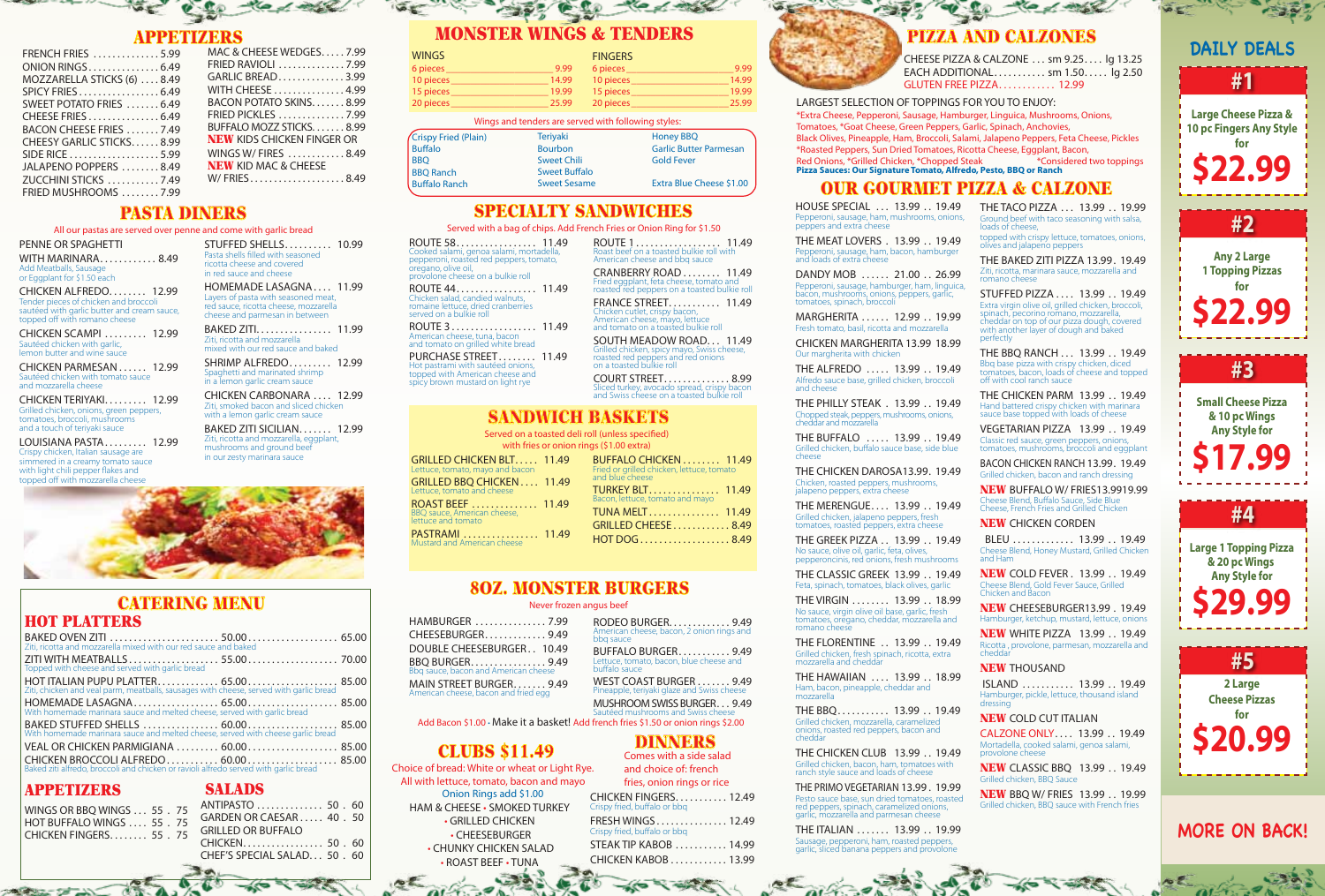## APPETIZERS

FRENCH FRIES .............. 5.99
ONION RINGS............... 6.49
MOZZARELLA STICKS (6) .... 8.49
SPICY FRIES................. 6.49
SWEET POTATO FRIES ....... 6.49
CHEESE FRIES.............. 6.49
BACON CHEESE FRIES ....... 7.49
CHEESY GARLIC STICKS...... 8.99
SIDE RICE.................. 5.99
JALAPENO POPPERS ........ 8.49
ZUCCHINI STICKS ........... 7.49
FRIED MUSHROOMS ........ 7.99
MAC & CHEESE WEDGES..... 7.99
FRIED RAVIOLI .............. 7.99
GARLIC BREAD.............. 3.99
WITH CHEESE ............... 4.99
BACON POTATO SKINS....... 8.99
FRIED PICKLES .............. 7.99
BUFFALO MOZZ STICKS....... 8.99
**NEW** KIDS CHICKEN FINGER OR WINGS W/ FIRES ............ 8.49
**NEW** KID MAC & CHEESE W/ FRIES.................... 8.49

## PASTA DINERS

All our pastas are served over penne and come with garlic bread

PENNE OR SPAGHETTI WITH MARINARA............ 8.49
Add Meatballs, Sausage or Eggplant for $1.50 each

CHICKEN ALFREDO........ 12.99
Tender pieces of chicken and broccoli sautéed with garlic butter and cream sauce, topped off with romano cheese

CHICKEN SCAMPI ......... 12.99
Sautéed chicken with garlic, lemon butter and wine sauce

CHICKEN PARMESAN ...... 12.99
Sautéed chicken with tomato sauce and mozzarella cheese

CHICKEN TERIYAKI......... 12.99
Grilled chicken, onions, green peppers, tomatoes, broccoli, mushrooms and a touch of teriyaki sauce

LOUISIANA PASTA......... 12.99
Crispy chicken, Italian sausage are simmered in a creamy tomato sauce with light chili pepper flakes and topped off with mozzarella cheese

STUFFED SHELLS.......... 10.99
Pasta shells filled with seasoned ricotta cheese and covered in red sauce and cheese

HOMEMADE LASAGNA.... 11.99
Layers of pasta with seasoned meat, red sauce, ricotta cheese, mozzarella cheese and parmesan in between

BAKED ZITI............... 11.99
Ziti, ricotta and mozzarella mixed with our red sauce and baked

SHRIMP ALFREDO......... 12.99
Spaghetti and marinated shrimp in a lemon garlic cream sauce

CHICKEN CARBONARA .... 12.99
Ziti, smoked bacon and sliced chicken with a lemon garlic cream sauce

BAKED ZITI SICILIAN....... 12.99
Ziti, ricotta and mozzarella, eggplant, mushrooms and ground beef in our zesty marinara sauce

## CATERING MENU

### HOT PLATTERS

| | | |
|---|---|---|
| BAKED OVEN ZITI — Ziti, ricotta and mozzarella mixed with our red sauce and baked | 50.00 | 65.00 |
| ZITI WITH MEATBALLS — Topped with cheese and served with garlic bread | 55.00 | 70.00 |
| HOT ITALIAN PUPU PLATTER — Ziti, chicken and veal parm, meatballs, sausages with cheese, served with garlic bread | 65.00 | 85.00 |
| HOMEMADE LASAGNA — With homemade marinara sauce and melted cheese, served with garlic bread | 65.00 | 85.00 |
| BAKED STUFFED SHELLS — With homemade marinara sauce and melted cheese, served with cheese garlic bread | 60.00 | 85.00 |
| VEAL OR CHICKEN PARMIGIANA | 60.00 | 85.00 |
| CHICKEN BROCCOLI ALFREDO — Baked ziti alfredo, broccoli and chicken or ravioli alfredo served with garlic bread | 60.00 | 85.00 |

### APPETIZERS

| | | |
|---|---|---|
| WINGS OR BBQ WINGS | 55 | 75 |
| HOT BUFFALO WINGS | 55 | 75 |
| CHICKEN FINGERS | 55 | 75 |

### SALADS

| | | |
|---|---|---|
| ANTIPASTO | 50 | 60 |
| GARDEN OR CAESAR | 40 | 50 |
| GRILLED OR BUFFALO CHICKEN | 50 | 60 |
| CHEF'S SPECIAL SALAD | 50 | 60 |

## MONSTER WINGS & TENDERS

| WINGS | | FINGERS | |
|---|---|---|---|
| 6 pieces | 9.99 | 6 pieces | 9.99 |
| 10 pieces | 14.99 | 10 pieces | 14.99 |
| 15 pieces | 19.99 | 15 pieces | 19.99 |
| 20 pieces | 25.99 | 20 pieces | 25.99 |

Wings and tenders are served with following styles:

| | | |
|---|---|---|
| Crispy Fried (Plain) | Teriyaki | Honey BBQ |
| Buffalo | Bourbon | Garlic Butter Parmesan |
| BBQ | Sweet Chili | Gold Fever |
| BBQ Ranch | Sweet Buffalo | |
| Buffalo Ranch | Sweet Sesame | Extra Blue Cheese $1.00 |

## SPECIALTY SANDWICHES

Served with a bag of chips. Add French Fries or Onion Ring for $1.50

ROUTE 58................. 11.49
Cooked salami, genoa salami, mortadella, pepperoni, roasted red peppers, tomato, oregano, olive oil, provolone cheese on a bulkie roll

ROUTE 44................. 11.49
Chicken salad, candied walnuts, romaine lettuce, dried cranberries served on a bulkie roll

ROUTE 3.................. 11.49
American cheese, tuna, bacon and tomato on grilled white bread

PURCHASE STREET........ 11.49
Hot pastrami with sautéed onions, topped with American cheese and spicy brown mustard on light rye

ROUTE 1................... 11.49
Roast beef on a toasted bulkie roll with American cheese and bbq sauce

CRANBERRY ROAD........ 11.49
Fried eggplant, feta cheese, tomato and roasted red peppers on a toasted bulkie roll

FRANCE STREET........... 11.49
Chicken cutlet, crispy bacon, American cheese, mayo, lettuce and tomato on a toasted bulkie roll

SOUTH MEADOW ROAD.... 11.49
Grilled chicken, spicy mayo, Swiss cheese, roasted red peppers and red onions on a toasted bulkie roll

COURT STREET.............. 8.99
Sliced turkey, avocado spread, crispy bacon and Swiss cheese on a toasted bulkie roll

## SANDWICH BASKETS

Served on a toasted deli roll (unless specified) with fries or onion rings ($1.00 extra)

GRILLED CHICKEN BLT..... 11.49
Lettuce, tomato, mayo and bacon

GRILLED BBQ CHICKEN.... 11.49
Lettuce, tomato and cheese

ROAST BEEF ............. 11.49
BBQ sauce, American cheese, lettuce and tomato

PASTRAMI ................ 11.49
Mustard and American cheese

BUFFALO CHICKEN........ 11.49
Fried or grilled chicken, lettuce, tomato and blue cheese

TURKEY BLT............... 11.49
Bacon, lettuce, tomato and mayo

TUNA MELT............... 11.49
GRILLED CHEESE............ 8.49
HOT DOG................... 8.49

## 8OZ. MONSTER BURGERS

Never frozen angus beef

HAMBURGER ............... 7.99
CHEESEBURGER............. 9.49
DOUBLE CHEESEBURGER.. 10.49
BBQ BURGER................ 9.49
Bbq sauce, bacon and American cheese

MAIN STREET BURGER....... 9.49
American cheese, bacon and fried egg

RODEO BURGER............. 9.49
American cheese, bacon, 2 onion rings and bbq sauce

BUFFALO BURGER........... 9.49
Lettuce, tomato, bacon, blue cheese and buffalo sauce

WEST COAST BURGER....... 9.49
Pineapple, teriyaki glaze and Swiss cheese

MUSHROOM SWISS BURGER... 9.49
Sautéed mushrooms and Swiss cheese

Add Bacon $1.00 • Make it a basket! Add french fries $1.50 or onion rings $2.00

## CLUBS $11.49

Choice of bread: White or wheat or Light Rye.
All with lettuce, tomato, bacon and mayo
Onion Rings add $1.00

HAM & CHEESE • SMOKED TURKEY • GRILLED CHICKEN • CHEESEBURGER • CHUNKY CHICKEN SALAD • ROAST BEEF • TUNA

## DINNERS

Comes with a side salad and choice of: french fries, onion rings or rice

CHICKEN FINGERS........... 12.49
Crispy fried, buffalo or bbq

FRESH WINGS............... 12.49
Crispy fried, buffalo or bbq

STEAK TIP KABOB ........... 14.99
CHICKEN KABOB ............ 13.99

## PIZZA AND CALZONES

CHEESE PIZZA & CALZONE ... sm 9.25.... lg 13.25
EACH ADDITIONAL........... sm 1.50..... lg 2.50
GLUTEN FREE PIZZA............ 12.99

LARGEST SELECTION OF TOPPINGS FOR YOU TO ENJOY:
*Extra Cheese, Pepperoni, Sausage, Hamburger, Linguica, Mushrooms, Onions, Tomatoes, *Goat Cheese, Green Peppers, Garlic, Spinach, Anchovies, Black Olives, Pineapple, Ham, Broccoli, Salami, Jalapeno Peppers, Feta Cheese, Pickles *Roasted Peppers, Sun Dried Tomatoes, Ricotta Cheese, Eggplant, Bacon, Red Onions, *Grilled Chicken, *Chopped Steak *Considered two toppings
**Pizza Sauces: Our Signature Tomato, Alfredo, Pesto, BBQ or Ranch**

## OUR GOURMET PIZZA & CALZONE

HOUSE SPECIAL ... 13.99 .. 19.49
Pepperoni, sausage, ham, mushrooms, onions, peppers and extra cheese

THE MEAT LOVERS . 13.99 .. 19.49
Pepperoni, sausage, ham, bacon, hamburger and loads of extra cheese

DANDY MOB ...... 21.00 .. 26.99
Pepperoni, sausage, hamburger, ham, linguica, bacon, mushrooms, onions, peppers, garlic, tomatoes, spinach, broccoli

MARGHERITA ...... 12.99 .. 19.99
Fresh tomato, basil, ricotta and mozzarella

CHICKEN MARGHERITA 13.99 18.99
Our margherita with chicken

THE ALFREDO ..... 13.99 .. 19.49
Alfredo sauce base, grilled chicken, broccoli and cheese

THE PHILLY STEAK . 13.99 .. 19.49
Chopped steak, peppers, mushrooms, onions, cheddar and mozzarella

THE BUFFALO ..... 13.99 .. 19.49
Grilled chicken, buffalo sauce base, side blue cheese

THE CHICKEN DAROSA13.99. 19.49
Chicken, roasted peppers, mushrooms, jalapeno peppers, extra cheese

THE MERENGUE.... 13.99 .. 19.49
Grilled chicken, jalapeno peppers, fresh tomatoes, roasted peppers, extra cheese

THE GREEK PIZZA .. 13.99 .. 19.49
No sauce, olive oil, garlic, feta, olives, pepperoncinis, red onions, fresh mushrooms

THE CLASSIC GREEK 13.99 .. 19.49
Feta, spinach, tomatoes, black olives, garlic

THE VIRGIN ........ 13.99 .. 18.99
No sauce, virgin olive oil base, garlic, fresh tomatoes, oregano, cheddar, mozzarella and romano cheese

THE FLORENTINE .. 13.99 .. 19.49
Grilled chicken, fresh spinach, ricotta, extra mozzarella and cheddar

THE HAWAIIAN .... 13.99 .. 18.99
Ham, bacon, pineapple, cheddar and mozzarella

THE BBQ........... 13.99 .. 19.49
Grilled chicken, mozzarella, caramelized onions, roasted red peppers, bacon and cheddar

THE CHICKEN CLUB 13.99 .. 19.49
Grilled chicken, bacon, ham, tomatoes with ranch style sauce and loads of cheese

THE PRIMO VEGETARIAN 13.99 . 19.99
Pesto sauce base, sun dried tomatoes, roasted red peppers, spinach, caramelized onions, garlic, mozzarella and parmesan cheese

THE ITALIAN ....... 13.99 .. 19.99
Sausage, pepperoni, ham, roasted peppers, garlic, sliced banana peppers and provolone

THE TACO PIZZA ... 13.99 .. 19.99
Ground beef with taco seasoning with salsa, loads of cheese, topped with crispy lettuce, tomatoes, onions, olives and jalapeno peppers

THE BAKED ZITI PIZZA 13.99. 19.49
Ziti, ricotta, marinara sauce, mozzarella and romano cheese

STUFFED PIZZA .... 13.99 .. 19.49
Extra virgin olive oil, grilled chicken, broccoli, spinach, pecorino romano, mozzarella, cheddar on top of our pizza dough, covered with another layer of dough and baked perfectly

THE BBQ RANCH ... 13.99 .. 19.49
Bbq base pizza with crispy chicken, diced tomatoes, bacon, loads of cheese and topped off with cool ranch sauce

THE CHICKEN PARM 13.99 .. 19.49
Hand battered crispy chicken with marinara sauce base topped with loads of cheese

VEGETARIAN PIZZA 13.99 .. 19.49
Classic red sauce, green peppers, onions, tomatoes, mushrooms, broccoli and eggplant

BACON CHICKEN RANCH 13.99. 19.49
Grilled chicken, bacon and ranch dressing

**NEW** BUFFALO W/ FRIES13.9919.99
Cheese Blend, Buffalo Sauce, Side Blue Cheese, French Fries and Grilled Chicken

**NEW** CHICKEN CORDEN BLEU ............. 13.99 .. 19.49
Cheese Blend, Honey Mustard, Grilled Chicken and Ham

**NEW** COLD FEVER . 13.99 .. 19.49
Cheese Blend, Gold Fever Sauce, Grilled Chicken and Bacon

**NEW** CHEESEBURGER13.99 . 19.49
Hamburger, ketchup, mustard, lettuce, onions

**NEW** WHITE PIZZA 13.99 .. 19.49
Ricotta , provolone, parmesan, mozzarella and cheddar

**NEW** THOUSAND ISLAND ........... 13.99 .. 19.49
Hamburger, pickle, lettuce, thousand island dressing

**NEW** COLD CUT ITALIAN CALZONE ONLY.... 13.99 .. 19.49
Mortadella, cooked salami, genoa salami, provolone cheese

**NEW** CLASSIC BBQ 13.99 .. 19.49
Grilled chicken, BBQ Sauce

**NEW** BBQ W/ FRIES 13.99 .. 19.99
Grilled chicken, BBQ sauce with French fries

## DAILY DEALS

**#1**
Large Cheese Pizza & 10 pc Fingers Any Style for
**$22.99**

**#2**
Any 2 Large 1 Topping Pizzas for
**$22.99**

**#3**
Small Cheese Pizza & 10 pc Wings Any Style for
**$17.99**

**#4**
Large 1 Topping Pizza & 20 pc Wings Any Style for
**$29.99**

**#5**
2 Large Cheese Pizzas for
**$20.99**

MORE ON BACK!